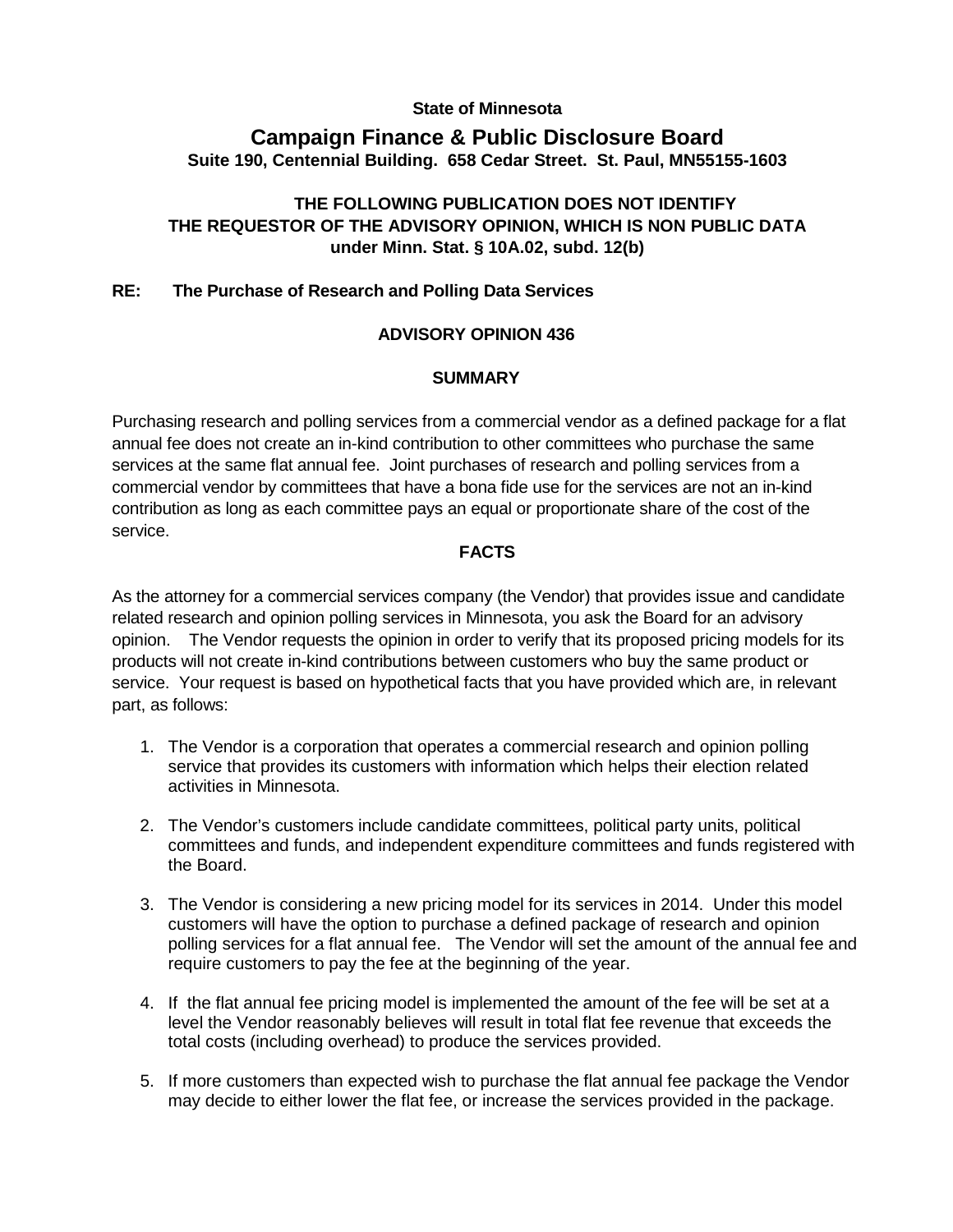**State of Minnesota**

# Campaign Finance & Public Disclosure Board

**Suite 190, Centennial Building. 658 Cedar Street. St. Paul, MN55155-1603**

**THE FOLLOWING PUBLICATION DOES NOT IDENTIFY THE REQUESTOR OF THE ADVISORY OPINION, WHICH IS NON PUBLIC DATA under Minn. Stat. § 10A.02, subd. 12(b)**

**RE: The Purchase of Research and Polling Data Services**

## ADVISORY OPINION 436

### SUMMARY

Purchasing research and polling services from a commercial vendor as a defined package for a flat annual fee does not create an in-kind contribution to other committees who purchase the same services at the same flat annual fee. Joint purchases of research and polling services from a commercial vendor by committees that have a bona fide use for the services are not an in-kind contribution as long as each committee pays an equal or proportionate share of the cost of the service.

### FACTS

As the attorney for a commercial services company (the Vendor) that provides issue and candidate related research and opinion polling services in Minnesota, you ask the Board for an advisory opinion. The Vendor requests the opinion in order to verify that its proposed pricing models for its products will not create in-kind contributions between customers who buy the same product or service. Your request is based on hypothetical facts that you have provided which are, in relevant part, as follows:

1. The Vendor is a corporation that operates a commercial research and opinion polling service that provides its customers with information which helps their election related activities in Minnesota.
2. The Vendor's customers include candidate committees, political party units, political committees and funds, and independent expenditure committees and funds registered with the Board.
3. The Vendor is considering a new pricing model for its services in 2014. Under this model customers will have the option to purchase a defined package of research and opinion polling services for a flat annual fee. The Vendor will set the amount of the annual fee and require customers to pay the fee at the beginning of the year.
4. If the flat annual fee pricing model is implemented the amount of the fee will be set at a level the Vendor reasonably believes will result in total flat fee revenue that exceeds the total costs (including overhead) to produce the services provided.
5. If more customers than expected wish to purchase the flat annual fee package the Vendor may decide to either lower the flat fee, or increase the services provided in the package.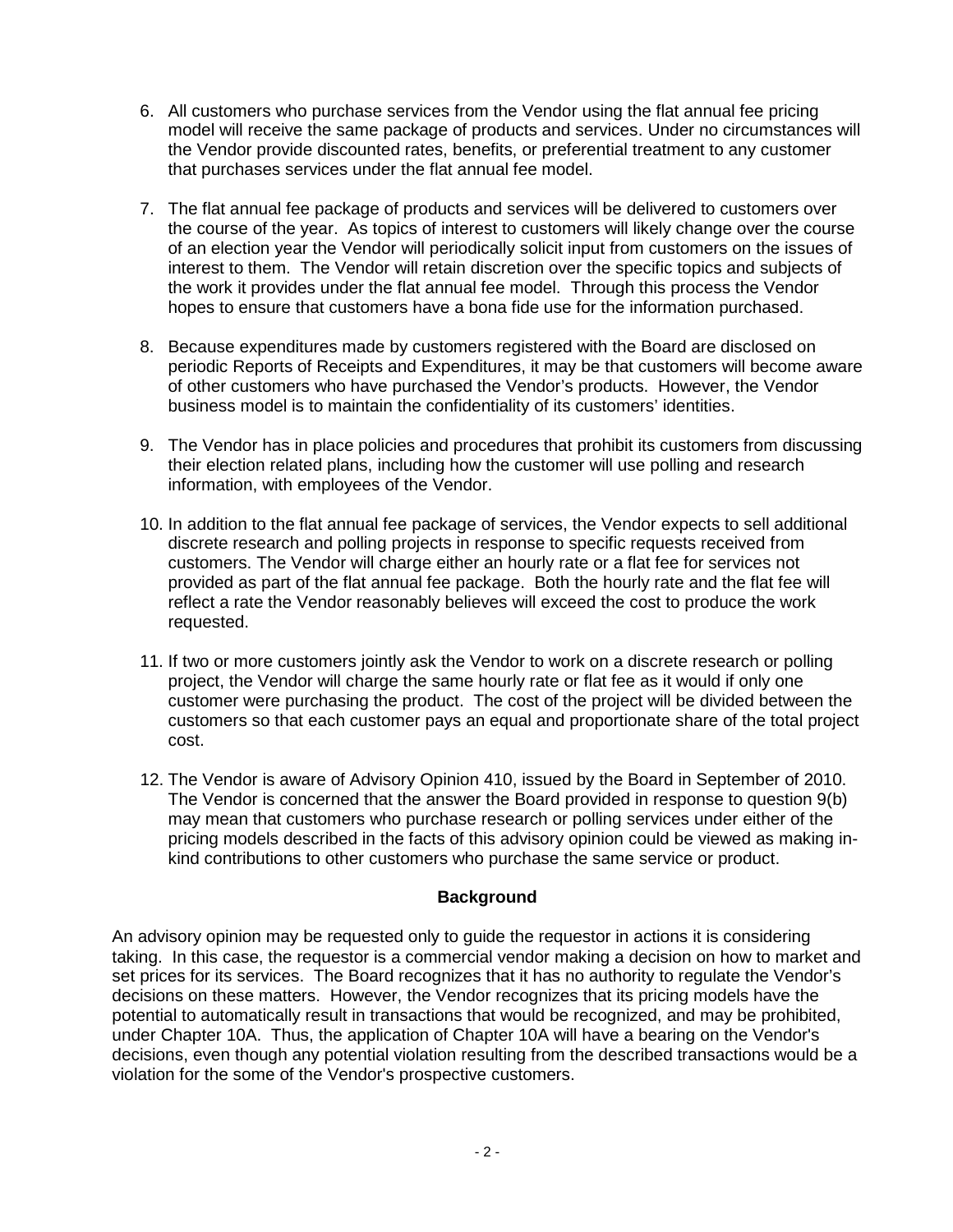6. All customers who purchase services from the Vendor using the flat annual fee pricing model will receive the same package of products and services. Under no circumstances will the Vendor provide discounted rates, benefits, or preferential treatment to any customer that purchases services under the flat annual fee model.

7. The flat annual fee package of products and services will be delivered to customers over the course of the year. As topics of interest to customers will likely change over the course of an election year the Vendor will periodically solicit input from customers on the issues of interest to them. The Vendor will retain discretion over the specific topics and subjects of the work it provides under the flat annual fee model. Through this process the Vendor hopes to ensure that customers have a bona fide use for the information purchased.

8. Because expenditures made by customers registered with the Board are disclosed on periodic Reports of Receipts and Expenditures, it may be that customers will become aware of other customers who have purchased the Vendor's products. However, the Vendor business model is to maintain the confidentiality of its customers' identities.

9. The Vendor has in place policies and procedures that prohibit its customers from discussing their election related plans, including how the customer will use polling and research information, with employees of the Vendor.

10. In addition to the flat annual fee package of services, the Vendor expects to sell additional discrete research and polling projects in response to specific requests received from customers. The Vendor will charge either an hourly rate or a flat fee for services not provided as part of the flat annual fee package. Both the hourly rate and the flat fee will reflect a rate the Vendor reasonably believes will exceed the cost to produce the work requested.

11. If two or more customers jointly ask the Vendor to work on a discrete research or polling project, the Vendor will charge the same hourly rate or flat fee as it would if only one customer were purchasing the product. The cost of the project will be divided between the customers so that each customer pays an equal and proportionate share of the total project cost.

12. The Vendor is aware of Advisory Opinion 410, issued by the Board in September of 2010. The Vendor is concerned that the answer the Board provided in response to question 9(b) may mean that customers who purchase research or polling services under either of the pricing models described in the facts of this advisory opinion could be viewed as making in-kind contributions to other customers who purchase the same service or product.

**Background**

An advisory opinion may be requested only to guide the requestor in actions it is considering taking. In this case, the requestor is a commercial vendor making a decision on how to market and set prices for its services. The Board recognizes that it has no authority to regulate the Vendor's decisions on these matters. However, the Vendor recognizes that its pricing models have the potential to automatically result in transactions that would be recognized, and may be prohibited, under Chapter 10A. Thus, the application of Chapter 10A will have a bearing on the Vendor's decisions, even though any potential violation resulting from the described transactions would be a violation for the some of the Vendor's prospective customers.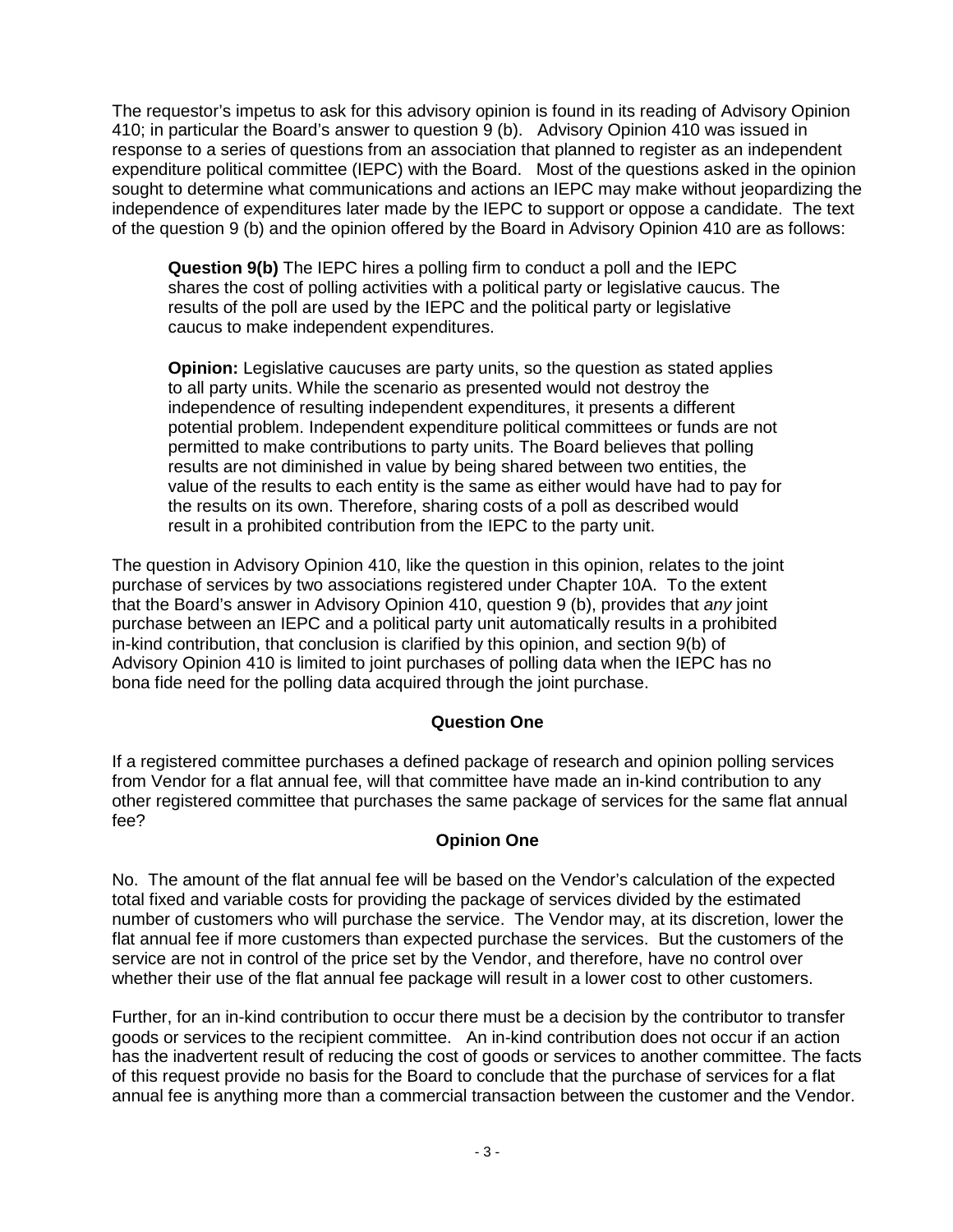The requestor's impetus to ask for this advisory opinion is found in its reading of Advisory Opinion 410; in particular the Board's answer to question 9 (b). Advisory Opinion 410 was issued in response to a series of questions from an association that planned to register as an independent expenditure political committee (IEPC) with the Board. Most of the questions asked in the opinion sought to determine what communications and actions an IEPC may make without jeopardizing the independence of expenditures later made by the IEPC to support or oppose a candidate. The text of the question 9 (b) and the opinion offered by the Board in Advisory Opinion 410 are as follows:

> **Question 9(b)** The IEPC hires a polling firm to conduct a poll and the IEPC shares the cost of polling activities with a political party or legislative caucus. The results of the poll are used by the IEPC and the political party or legislative caucus to make independent expenditures.
>
> **Opinion:** Legislative caucuses are party units, so the question as stated applies to all party units. While the scenario as presented would not destroy the independence of resulting independent expenditures, it presents a different potential problem. Independent expenditure political committees or funds are not permitted to make contributions to party units. The Board believes that polling results are not diminished in value by being shared between two entities, the value of the results to each entity is the same as either would have had to pay for the results on its own. Therefore, sharing costs of a poll as described would result in a prohibited contribution from the IEPC to the party unit.

The question in Advisory Opinion 410, like the question in this opinion, relates to the joint purchase of services by two associations registered under Chapter 10A. To the extent that the Board's answer in Advisory Opinion 410, question 9 (b), provides that *any* joint purchase between an IEPC and a political party unit automatically results in a prohibited in-kind contribution, that conclusion is clarified by this opinion, and section 9(b) of Advisory Opinion 410 is limited to joint purchases of polling data when the IEPC has no bona fide need for the polling data acquired through the joint purchase.

## Question One

If a registered committee purchases a defined package of research and opinion polling services from Vendor for a flat annual fee, will that committee have made an in-kind contribution to any other registered committee that purchases the same package of services for the same flat annual fee?

## Opinion One

No. The amount of the flat annual fee will be based on the Vendor's calculation of the expected total fixed and variable costs for providing the package of services divided by the estimated number of customers who will purchase the service. The Vendor may, at its discretion, lower the flat annual fee if more customers than expected purchase the services. But the customers of the service are not in control of the price set by the Vendor, and therefore, have no control over whether their use of the flat annual fee package will result in a lower cost to other customers.

Further, for an in-kind contribution to occur there must be a decision by the contributor to transfer goods or services to the recipient committee. An in-kind contribution does not occur if an action has the inadvertent result of reducing the cost of goods or services to another committee. The facts of this request provide no basis for the Board to conclude that the purchase of services for a flat annual fee is anything more than a commercial transaction between the customer and the Vendor.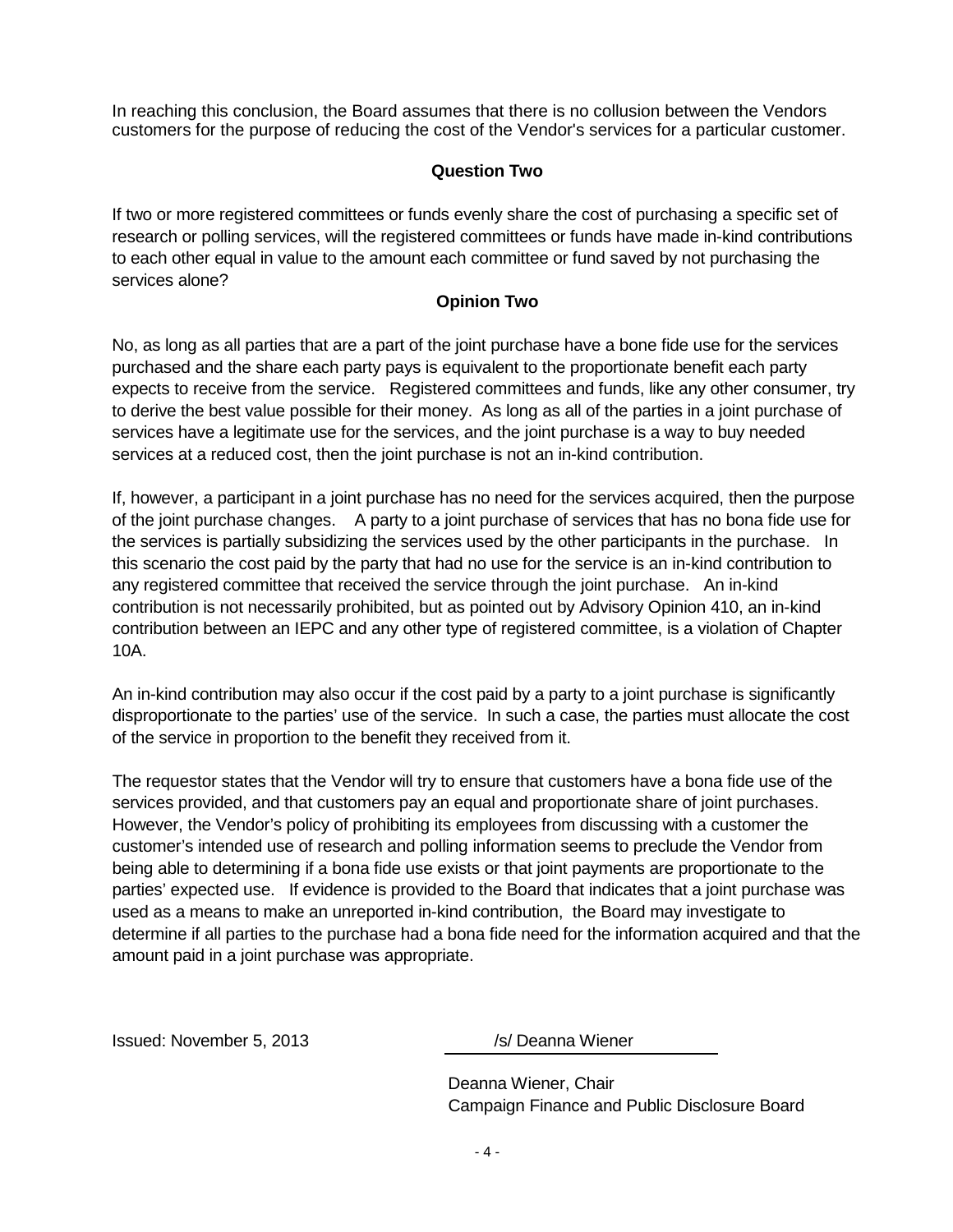In reaching this conclusion, the Board assumes that there is no collusion between the Vendors customers for the purpose of reducing the cost of the Vendor's services for a particular customer.

**Question Two**

If two or more registered committees or funds evenly share the cost of purchasing a specific set of research or polling services, will the registered committees or funds have made in-kind contributions to each other equal in value to the amount each committee or fund saved by not purchasing the services alone?

**Opinion Two**

No, as long as all parties that are a part of the joint purchase have a bone fide use for the services purchased and the share each party pays is equivalent to the proportionate benefit each party expects to receive from the service. Registered committees and funds, like any other consumer, try to derive the best value possible for their money. As long as all of the parties in a joint purchase of services have a legitimate use for the services, and the joint purchase is a way to buy needed services at a reduced cost, then the joint purchase is not an in-kind contribution.

If, however, a participant in a joint purchase has no need for the services acquired, then the purpose of the joint purchase changes. A party to a joint purchase of services that has no bona fide use for the services is partially subsidizing the services used by the other participants in the purchase. In this scenario the cost paid by the party that had no use for the service is an in-kind contribution to any registered committee that received the service through the joint purchase. An in-kind contribution is not necessarily prohibited, but as pointed out by Advisory Opinion 410, an in-kind contribution between an IEPC and any other type of registered committee, is a violation of Chapter 10A.

An in-kind contribution may also occur if the cost paid by a party to a joint purchase is significantly disproportionate to the parties' use of the service. In such a case, the parties must allocate the cost of the service in proportion to the benefit they received from it.

The requestor states that the Vendor will try to ensure that customers have a bona fide use of the services provided, and that customers pay an equal and proportionate share of joint purchases. However, the Vendor's policy of prohibiting its employees from discussing with a customer the customer's intended use of research and polling information seems to preclude the Vendor from being able to determining if a bona fide use exists or that joint payments are proportionate to the parties' expected use. If evidence is provided to the Board that indicates that a joint purchase was used as a means to make an unreported in-kind contribution, the Board may investigate to determine if all parties to the purchase had a bona fide need for the information acquired and that the amount paid in a joint purchase was appropriate.

Issued: November 5, 2013

/s/ Deanna Wiener

Deanna Wiener, Chair
Campaign Finance and Public Disclosure Board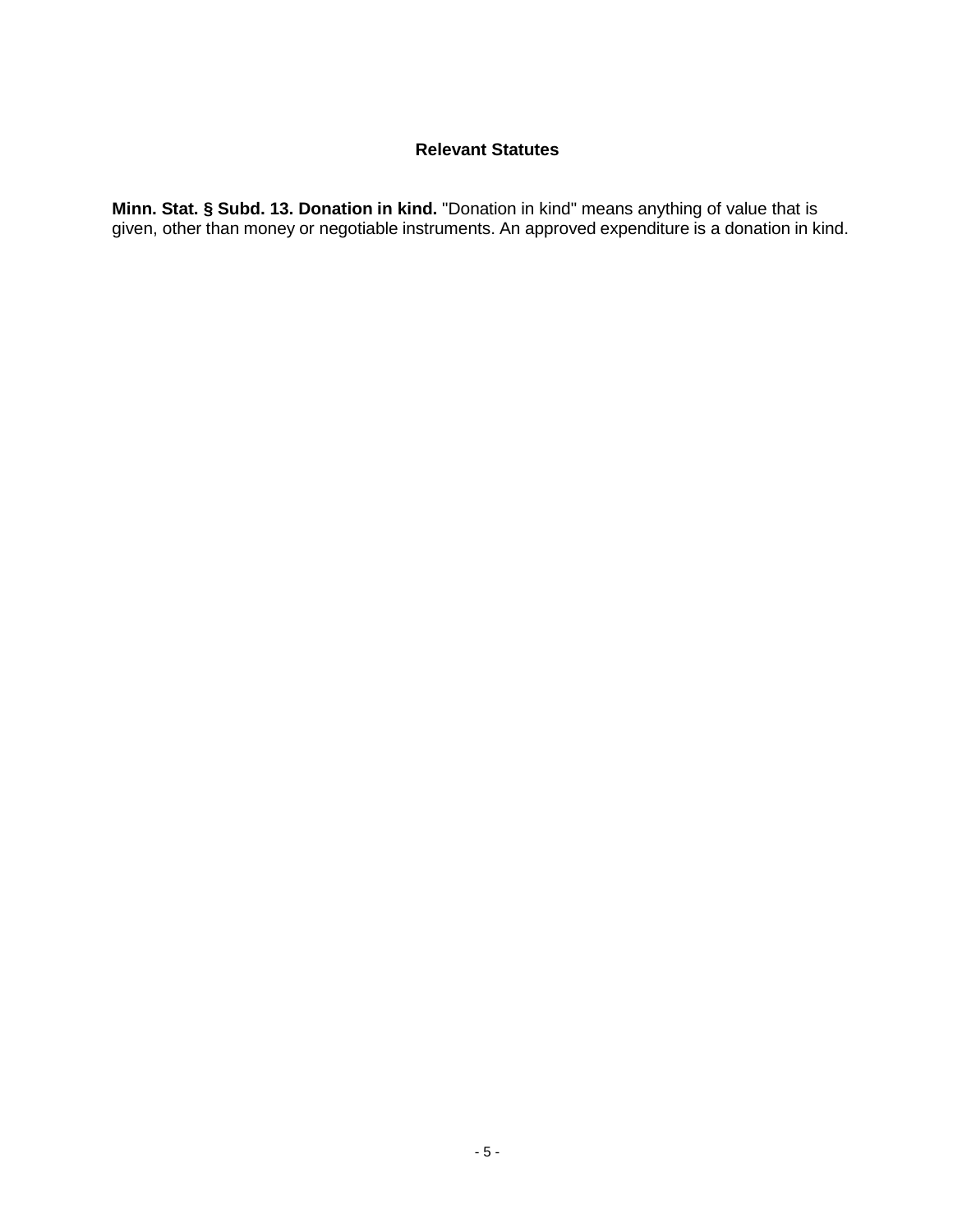### Relevant Statutes

**Minn. Stat. § Subd. 13. Donation in kind.** "Donation in kind" means anything of value that is given, other than money or negotiable instruments. An approved expenditure is a donation in kind.